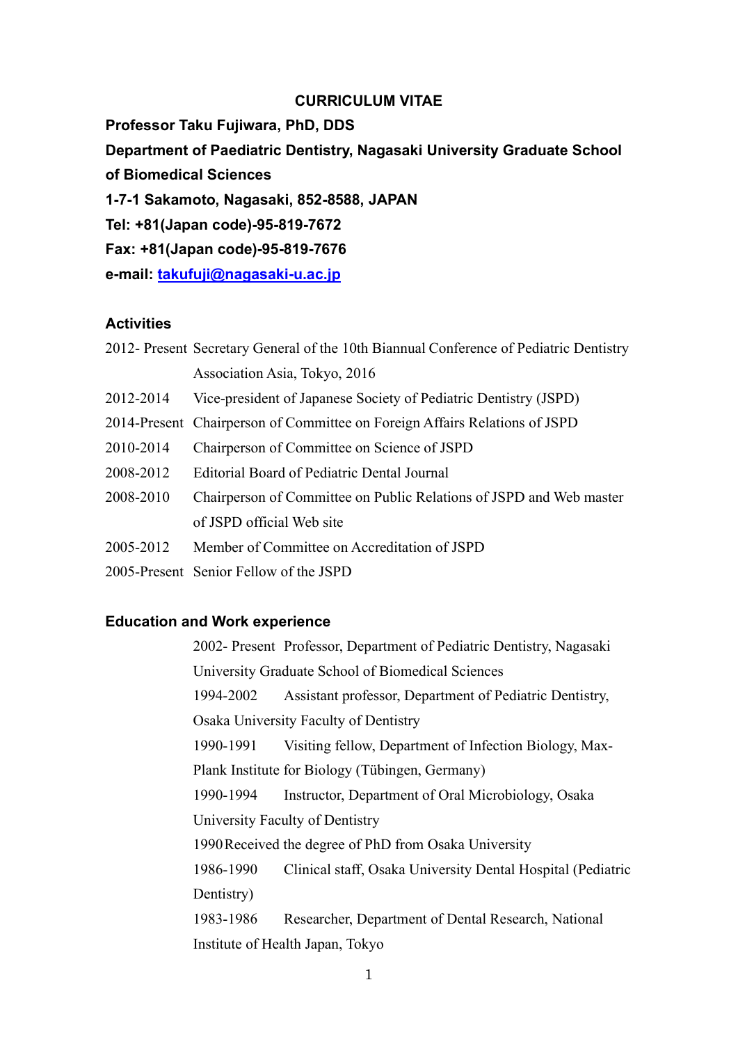# CURRICULUM VITAE

**Professor Taku Fujiwara, PhD, DDS**

**Department of Paediatric Dentistry, Nagasaki University Graduate School of Biomedical Sciences**

**1-7-1 Sakamoto, Nagasaki, 852-8588, JAPAN**

**Tel: +81(Japan code)-95-819-7672**

**Fax: +81(Japan code)-95-819-7676**

**e-mail: [takufuji@nagasaki-u.ac.jp](mailto:takufuji@nagasaki-u.ac.jp)**

## Activities

2012- Present Secretary General of the 10th Biannual Conference of Pediatric Dentistry Association Asia, Tokyo, 2016

2012-2014 Vice-president of Japanese Society of Pediatric Dentistry (JSPD)

2014-Present Chairperson of Committee on Foreign Affairs Relations of JSPD

2010-2014 Chairperson of Committee on Science of JSPD

2008-2012 Editorial Board of Pediatric Dental Journal

2008-2010 Chairperson of Committee on Public Relations of JSPD and Web master of JSPD official Web site

2005-2012 Member of Committee on Accreditation of JSPD

2005-Present Senior Fellow of the JSPD

## Education and Work experience

2002- Present Professor, Department of Pediatric Dentistry, Nagasaki University Graduate School of Biomedical Sciences

1994-2002 Assistant professor, Department of Pediatric Dentistry, Osaka University Faculty of Dentistry

1990-1991 Visiting fellow, Department of Infection Biology, Max-Plank Institute for Biology (Tübingen, Germany)

1990-1994 Instructor, Department of Oral Microbiology, Osaka University Faculty of Dentistry

1990 Received the degree of PhD from Osaka University

1986-1990 Clinical staff, Osaka University Dental Hospital (Pediatric Dentistry)

1983-1986 Researcher, Department of Dental Research, National Institute of Health Japan, Tokyo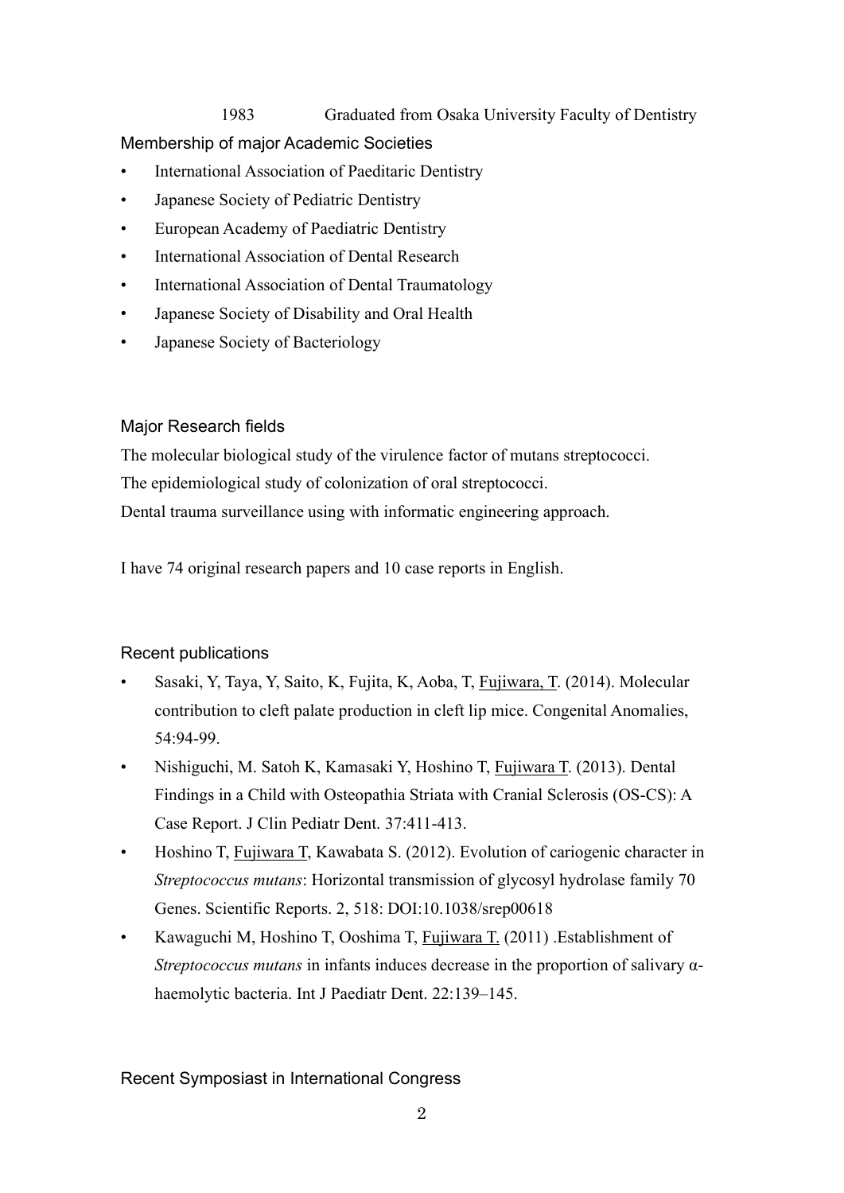1983 Graduated from Osaka University Faculty of Dentistry

## Membership of major Academic Societies

- International Association of Paeditaric Dentistry
- Japanese Society of Pediatric Dentistry
- European Academy of Paediatric Dentistry
- International Association of Dental Research
- International Association of Dental Traumatology
- Japanese Society of Disability and Oral Health
- Japanese Society of Bacteriology

## Major Research fields

The molecular biological study of the virulence factor of mutans streptococci.
The epidemiological study of colonization of oral streptococci.
Dental trauma surveillance using with informatic engineering approach.

I have 74 original research papers and 10 case reports in English.

## Recent publications

- Sasaki, Y, Taya, Y, Saito, K, Fujita, K, Aoba, T, <u>Fujiwara, T</u>. (2014). Molecular contribution to cleft palate production in cleft lip mice. Congenital Anomalies, 54:94-99.
- Nishiguchi, M. Satoh K, Kamasaki Y, Hoshino T, <u>Fujiwara T</u>. (2013). Dental Findings in a Child with Osteopathia Striata with Cranial Sclerosis (OS-CS): A Case Report. J Clin Pediatr Dent. 37:411-413.
- Hoshino T, <u>Fujiwara T</u>, Kawabata S. (2012). Evolution of cariogenic character in *Streptococcus mutans*: Horizontal transmission of glycosyl hydrolase family 70 Genes. Scientific Reports. 2, 518: DOI:10.1038/srep00618
- Kawaguchi M, Hoshino T, Ooshima T, <u>Fujiwara T.</u> (2011) .Establishment of *Streptococcus mutans* in infants induces decrease in the proportion of salivary α-haemolytic bacteria. Int J Paediatr Dent. 22:139–145.

## Recent Symposiast in International Congress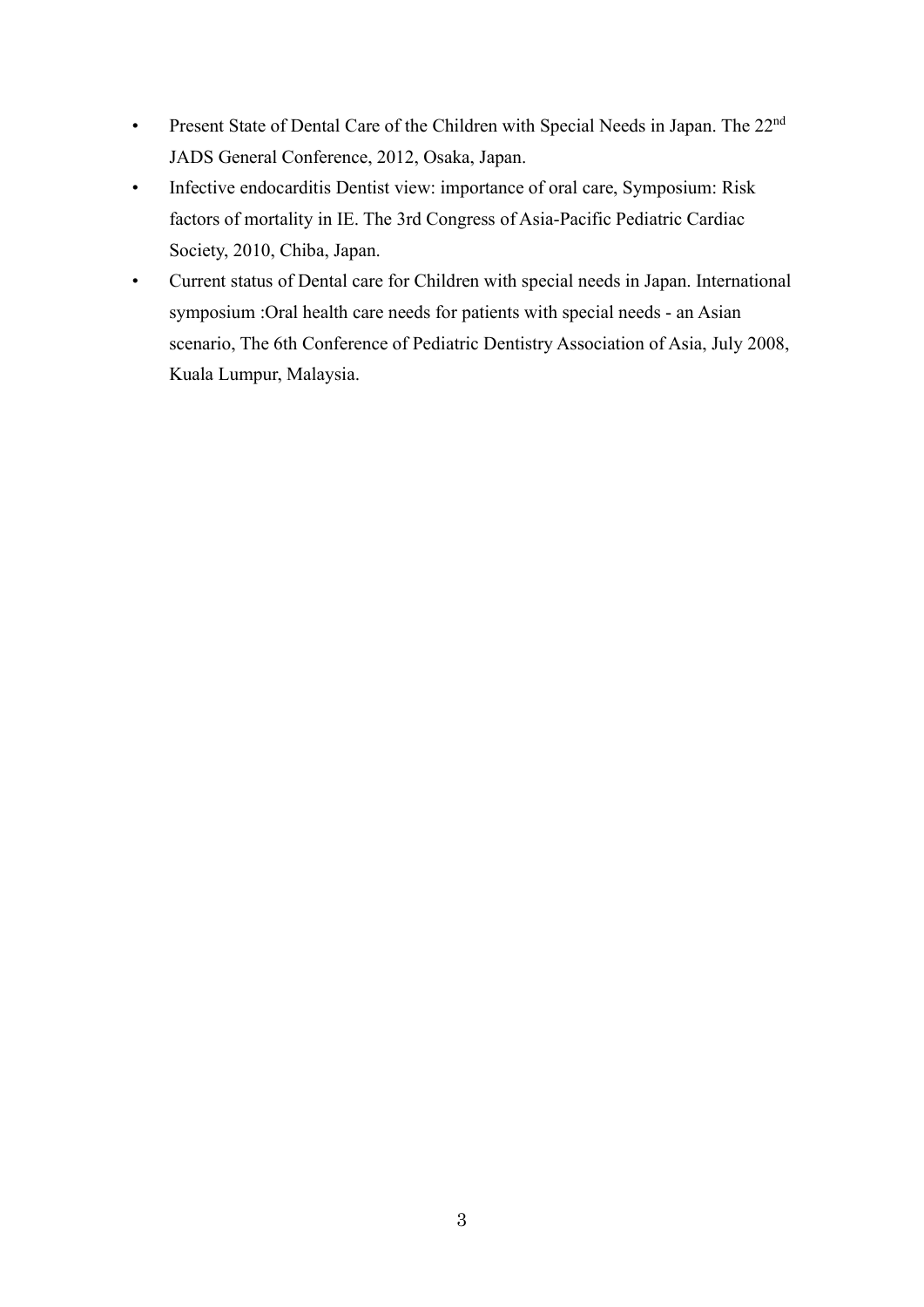- Present State of Dental Care of the Children with Special Needs in Japan. The 22nd JADS General Conference, 2012, Osaka, Japan.
- Infective endocarditis Dentist view: importance of oral care, Symposium: Risk factors of mortality in IE. The 3rd Congress of Asia-Pacific Pediatric Cardiac Society, 2010, Chiba, Japan.
- Current status of Dental care for Children with special needs in Japan. International symposium :Oral health care needs for patients with special needs - an Asian scenario, The 6th Conference of Pediatric Dentistry Association of Asia, July 2008, Kuala Lumpur, Malaysia.